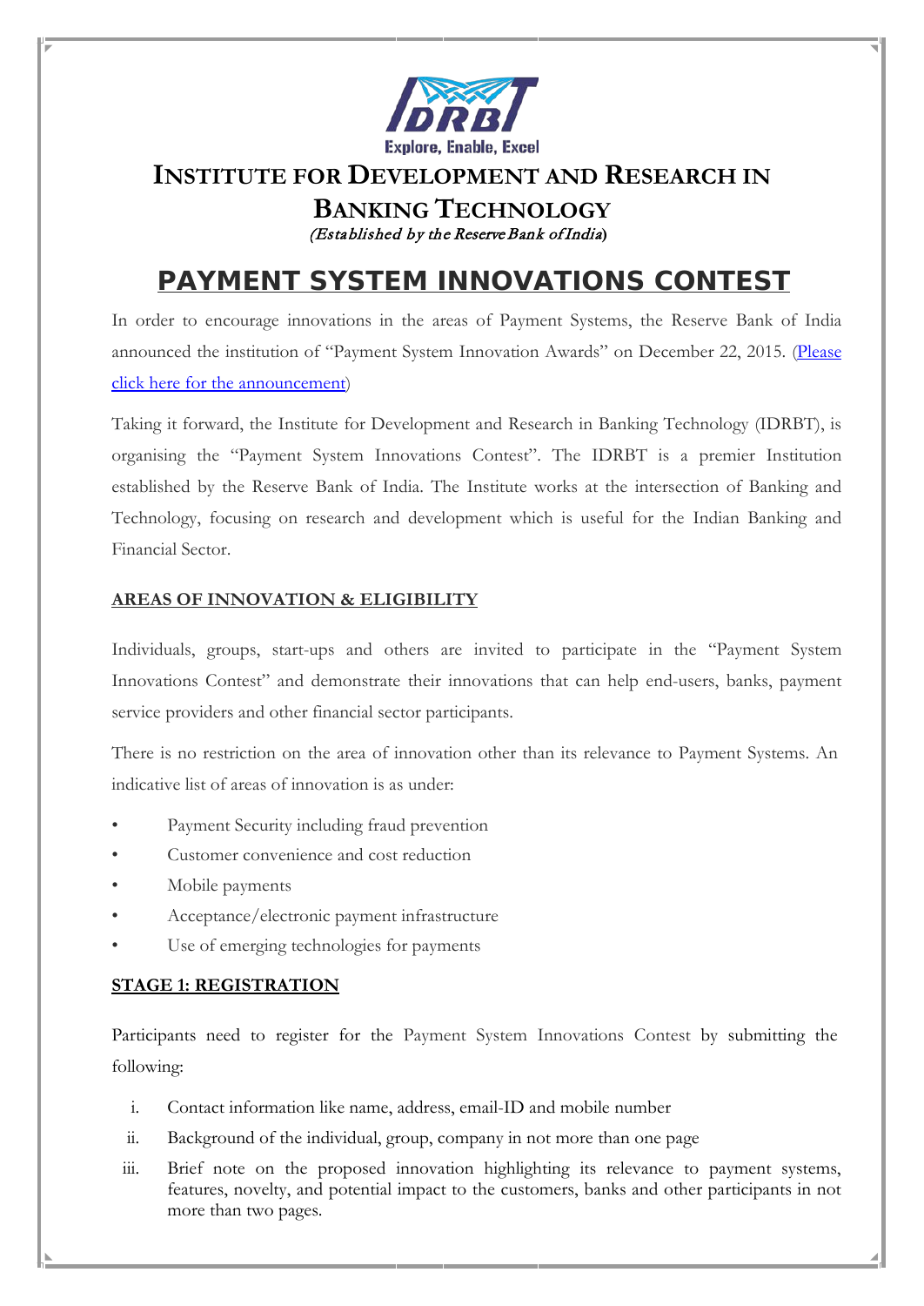Explore, Enable, Excel

# INSTITUTE FOR DEVELOPMENT AND RESEARCH IN BANKING TECHNOLOGY

*(Established by the Reserve Bank of India)*

# PAYMENT SYSTEM INNOVATIONS CONTEST

In order to encourage innovations in the areas of Payment Systems, the Reserve Bank of India announced the institution of "Payment System Innovation Awards" on December 22, 2015. (Please click here for the announcement)

Taking it forward, the Institute for Development and Research in Banking Technology (IDRBT), is organising the "Payment System Innovations Contest". The IDRBT is a premier Institution established by the Reserve Bank of India. The Institute works at the intersection of Banking and Technology, focusing on research and development which is useful for the Indian Banking and Financial Sector.

## AREAS OF INNOVATION & ELIGIBILITY

Individuals, groups, start-ups and others are invited to participate in the "Payment System Innovations Contest" and demonstrate their innovations that can help end-users, banks, payment service providers and other financial sector participants.

There is no restriction on the area of innovation other than its relevance to Payment Systems. An indicative list of areas of innovation is as under:

- Payment Security including fraud prevention
- Customer convenience and cost reduction
- Mobile payments
- Acceptance/electronic payment infrastructure
- Use of emerging technologies for payments

## STAGE 1: REGISTRATION

Participants need to register for the Payment System Innovations Contest by submitting the following:

i. Contact information like name, address, email-ID and mobile number

ii. Background of the individual, group, company in not more than one page

iii. Brief note on the proposed innovation highlighting its relevance to payment systems, features, novelty, and potential impact to the customers, banks and other participants in not more than two pages.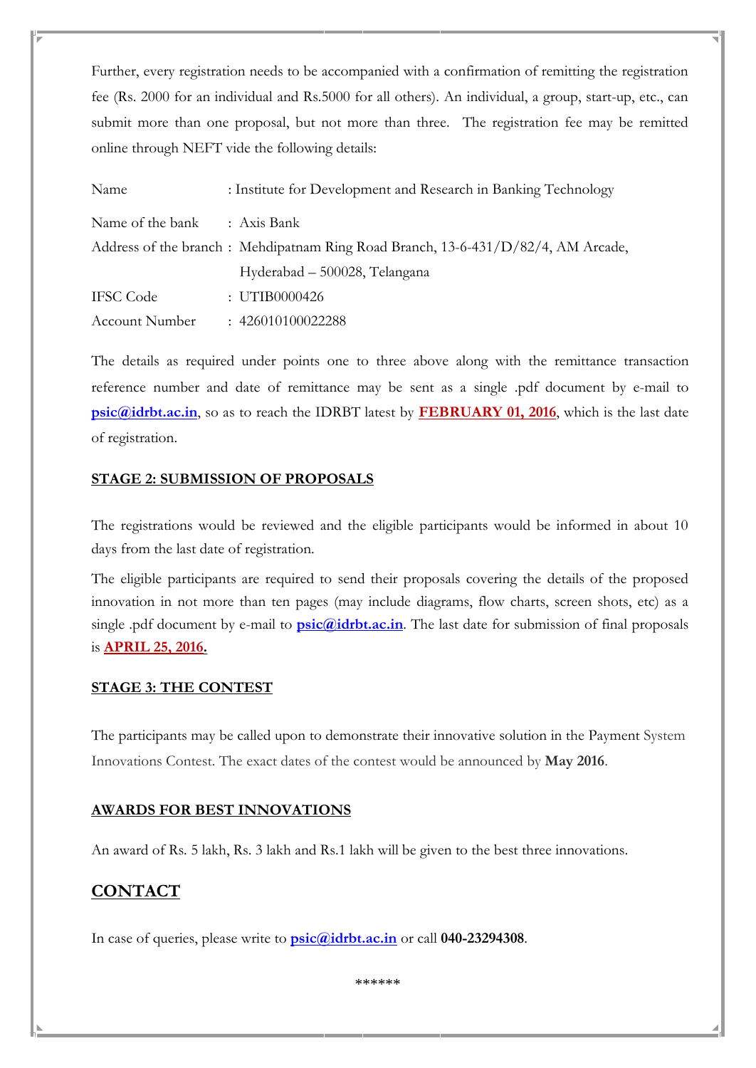Further, every registration needs to be accompanied with a confirmation of remitting the registration fee (Rs. 2000 for an individual and Rs.5000 for all others). An individual, a group, start-up, etc., can submit more than one proposal, but not more than three. The registration fee may be remitted online through NEFT vide the following details:

| | |
|---|---|
| Name | : Institute for Development and Research in Banking Technology |
| Name of the bank | : Axis Bank |
| Address of the branch | : Mehdipatnam Ring Road Branch, 13-6-431/D/82/4, AM Arcade, Hyderabad – 500028, Telangana |
| IFSC Code | : UTIB0000426 |
| Account Number | : 426010100022288 |

The details as required under points one to three above along with the remittance transaction reference number and date of remittance may be sent as a single .pdf document by e-mail to **psic@idrbt.ac.in**, so as to reach the IDRBT latest by **FEBRUARY 01, 2016**, which is the last date of registration.

## STAGE 2: SUBMISSION OF PROPOSALS

The registrations would be reviewed and the eligible participants would be informed in about 10 days from the last date of registration.

The eligible participants are required to send their proposals covering the details of the proposed innovation in not more than ten pages (may include diagrams, flow charts, screen shots, etc) as a single .pdf document by e-mail to **psic@idrbt.ac.in**. The last date for submission of final proposals is **APRIL 25, 2016.**

## STAGE 3: THE CONTEST

The participants may be called upon to demonstrate their innovative solution in the Payment System Innovations Contest. The exact dates of the contest would be announced by **May 2016**.

## AWARDS FOR BEST INNOVATIONS

An award of Rs. 5 lakh, Rs. 3 lakh and Rs.1 lakh will be given to the best three innovations.

# CONTACT

In case of queries, please write to **psic@idrbt.ac.in** or call **040-23294308**.

******